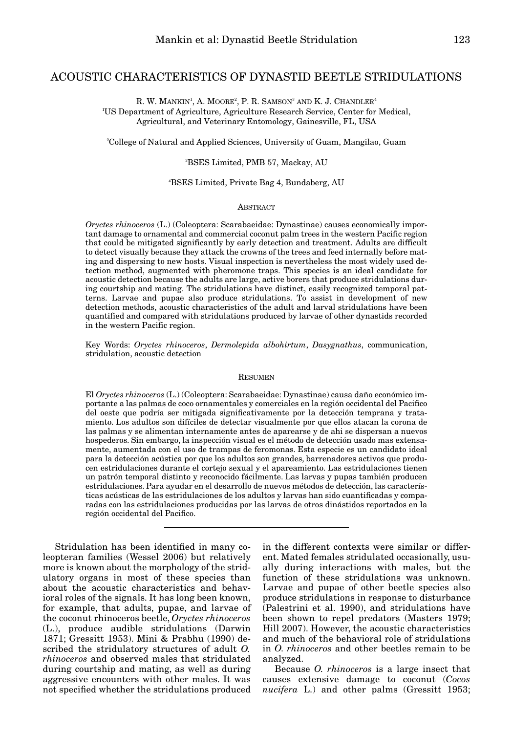# ACOUSTIC CHARACTERISTICS OF DYNASTID BEETLE STRIDULATIONS

R. W. Mankin[1], A. Moore[2], P. R. Samson[3] and K. J. Chandler[4]

[1]US Department of Agriculture, Agriculture Research Service, Center for Medical, Agricultural, and Veterinary Entomology, Gainesville, FL, USA

[2]College of Natural and Applied Sciences, University of Guam, Mangilao, Guam

[3]BSES Limited, PMB 57, Mackay, AU

[4]BSES Limited, Private Bag 4, Bundaberg, AU

## Abstract

*Oryctes rhinoceros* (L.) (Coleoptera: Scarabaeidae: Dynastinae) causes economically important damage to ornamental and commercial coconut palm trees in the western Pacific region that could be mitigated significantly by early detection and treatment. Adults are difficult to detect visually because they attack the crowns of the trees and feed internally before mating and dispersing to new hosts. Visual inspection is nevertheless the most widely used detection method, augmented with pheromone traps. This species is an ideal candidate for acoustic detection because the adults are large, active borers that produce stridulations during courtship and mating. The stridulations have distinct, easily recognized temporal patterns. Larvae and pupae also produce stridulations. To assist in development of new detection methods, acoustic characteristics of the adult and larval stridulations have been quantified and compared with stridulations produced by larvae of other dynastids recorded in the western Pacific region.

Key Words: *Oryctes rhinoceros*, *Dermolepida albohirtum*, *Dasygnathus*, communication, stridulation, acoustic detection

## Resumen

El *Oryctes rhinoceros* (L.) (Coleoptera: Scarabaeidae: Dynastinae) causa daño económico importante a las palmas de coco ornamentales y comerciales en la región occidental del Pacifico del oeste que podría ser mitigada significativamente por la detección temprana y tratamiento. Los adultos son difíciles de detectar visualmente por que ellos atacan la corona de las palmas y se alimentan internamente antes de aparearse y de ahi se dispersan a nuevos hospederos. Sin embargo, la inspección visual es el método de detección usado mas extensamente, aumentada con el uso de trampas de feromonas. Esta especie es un candidato ideal para la detección acústica por que los adultos son grandes, barrenadores activos que producen estridulaciones durante el cortejo sexual y el apareamiento. Las estridulaciones tienen un patrón temporal distinto y reconocido fácilmente. Las larvas y pupas también producen estridulaciones. Para ayudar en el desarrollo de nuevos métodos de detección, las características acústicas de las estridulaciones de los adultos y larvas han sido cuantificadas y comparadas con las estridulaciones producidas por las larvas de otros dinástidos reportados en la región occidental del Pacifico.

---

Stridulation has been identified in many coleopteran families (Wessel 2006) but relatively more is known about the morphology of the stridulatory organs in most of these species than about the acoustic characteristics and behavioral roles of the signals. It has long been known, for example, that adults, pupae, and larvae of the coconut rhinoceros beetle, *Oryctes rhinoceros* (L.), produce audible stridulations (Darwin 1871; Gressitt 1953). Mini & Prabhu (1990) described the stridulatory structures of adult *O. rhinoceros* and observed males that stridulated during courtship and mating, as well as during aggressive encounters with other males. It was not specified whether the stridulations produced in the different contexts were similar or different. Mated females stridulated occasionally, usually during interactions with males, but the function of these stridulations was unknown. Larvae and pupae of other beetle species also produce stridulations in response to disturbance (Palestrini et al. 1990), and stridulations have been shown to repel predators (Masters 1979; Hill 2007). However, the acoustic characteristics and much of the behavioral role of stridulations in *O. rhinoceros* and other beetles remain to be analyzed.

Because *O. rhinoceros* is a large insect that causes extensive damage to coconut (*Cocos nucifera* L.) and other palms (Gressitt 1953;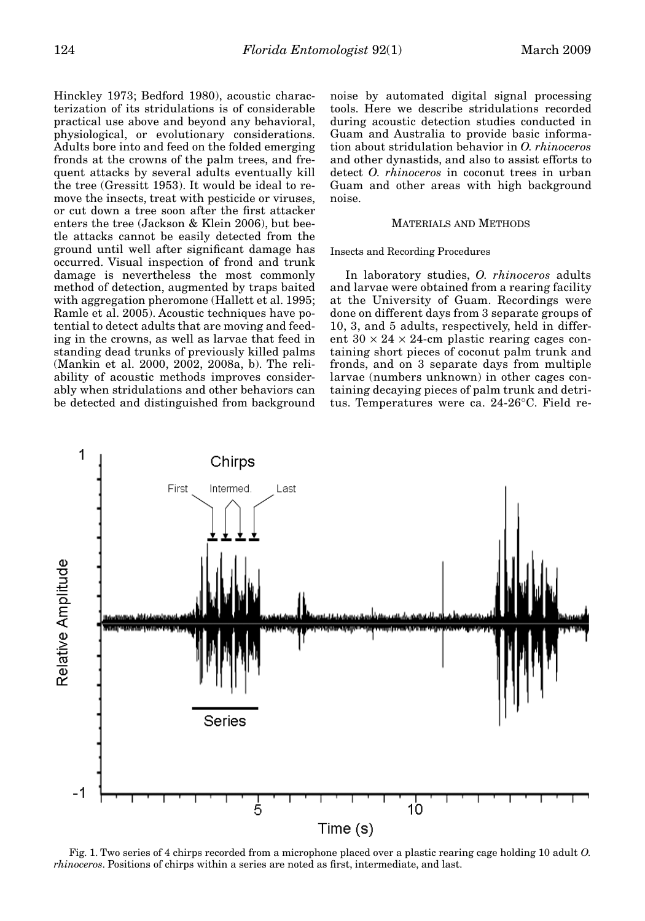Hinckley 1973; Bedford 1980), acoustic characterization of its stridulations is of considerable practical use above and beyond any behavioral, physiological, or evolutionary considerations. Adults bore into and feed on the folded emerging fronds at the crowns of the palm trees, and frequent attacks by several adults eventually kill the tree (Gressitt 1953). It would be ideal to remove the insects, treat with pesticide or viruses, or cut down a tree soon after the first attacker enters the tree (Jackson & Klein 2006), but beetle attacks cannot be easily detected from the ground until well after significant damage has occurred. Visual inspection of frond and trunk damage is nevertheless the most commonly method of detection, augmented by traps baited with aggregation pheromone (Hallett et al. 1995; Ramle et al. 2005). Acoustic techniques have potential to detect adults that are moving and feeding in the crowns, as well as larvae that feed in standing dead trunks of previously killed palms (Mankin et al. 2000, 2002, 2008a, b). The reliability of acoustic methods improves considerably when stridulations and other behaviors can be detected and distinguished from background noise by automated digital signal processing tools. Here we describe stridulations recorded during acoustic detection studies conducted in Guam and Australia to provide basic information about stridulation behavior in *O. rhinoceros* and other dynastids, and also to assist efforts to detect *O. rhinoceros* in coconut trees in urban Guam and other areas with high background noise.

## MATERIALS AND METHODS

### Insects and Recording Procedures

In laboratory studies, *O. rhinoceros* adults and larvae were obtained from a rearing facility at the University of Guam. Recordings were done on different days from 3 separate groups of 10, 3, and 5 adults, respectively, held in different 30 × 24 × 24-cm plastic rearing cages containing short pieces of coconut palm trunk and fronds, and on 3 separate days from multiple larvae (numbers unknown) in other cages containing decaying pieces of palm trunk and detritus. Temperatures were ca. 24-26°C. Field re-

Fig. 1. Two series of 4 chirps recorded from a microphone placed over a plastic rearing cage holding 10 adult *O. rhinoceros*. Positions of chirps within a series are noted as first, intermediate, and last.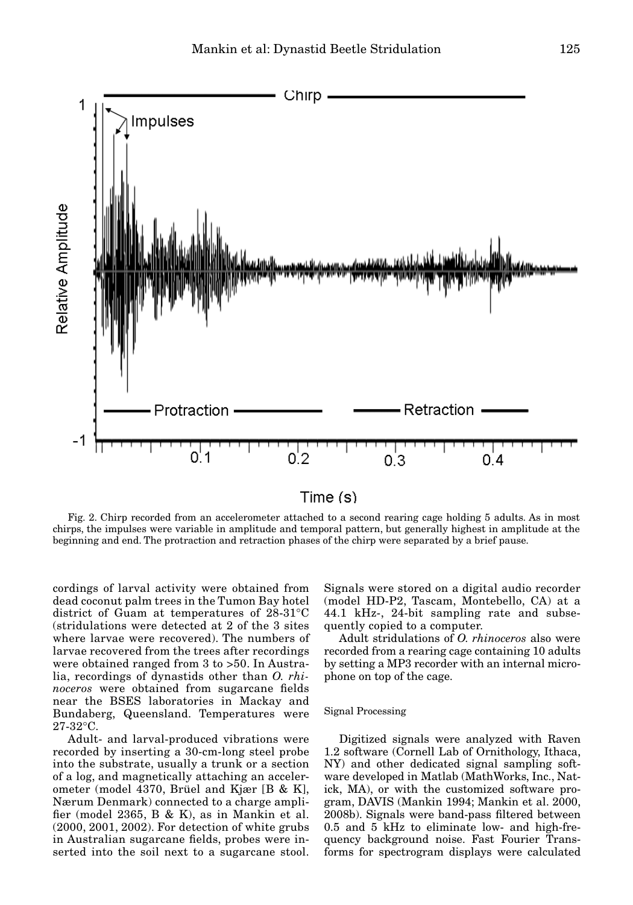Fig. 2. Chirp recorded from an accelerometer attached to a second rearing cage holding 5 adults. As in most chirps, the impulses were variable in amplitude and temporal pattern, but generally highest in amplitude at the beginning and end. The protraction and retraction phases of the chirp were separated by a brief pause.

cordings of larval activity were obtained from dead coconut palm trees in the Tumon Bay hotel district of Guam at temperatures of 28-31°C (stridulations were detected at 2 of the 3 sites where larvae were recovered). The numbers of larvae recovered from the trees after recordings were obtained ranged from 3 to >50. In Australia, recordings of dynastids other than *O. rhinoceros* were obtained from sugarcane fields near the BSES laboratories in Mackay and Bundaberg, Queensland. Temperatures were 27-32°C.

Adult- and larval-produced vibrations were recorded by inserting a 30-cm-long steel probe into the substrate, usually a trunk or a section of a log, and magnetically attaching an accelerometer (model 4370, Brüel and Kjær [B & K], Nærum Denmark) connected to a charge amplifier (model 2365, B & K), as in Mankin et al. (2000, 2001, 2002). For detection of white grubs in Australian sugarcane fields, probes were inserted into the soil next to a sugarcane stool. Signals were stored on a digital audio recorder (model HD-P2, Tascam, Montebello, CA) at a 44.1 kHz-, 24-bit sampling rate and subsequently copied to a computer.

Adult stridulations of *O. rhinoceros* also were recorded from a rearing cage containing 10 adults by setting a MP3 recorder with an internal microphone on top of the cage.

### Signal Processing

Digitized signals were analyzed with Raven 1.2 software (Cornell Lab of Ornithology, Ithaca, NY) and other dedicated signal sampling software developed in Matlab (MathWorks, Inc., Natick, MA), or with the customized software program, DAVIS (Mankin 1994; Mankin et al. 2000, 2008b). Signals were band-pass filtered between 0.5 and 5 kHz to eliminate low- and high-frequency background noise. Fast Fourier Transforms for spectrogram displays were calculated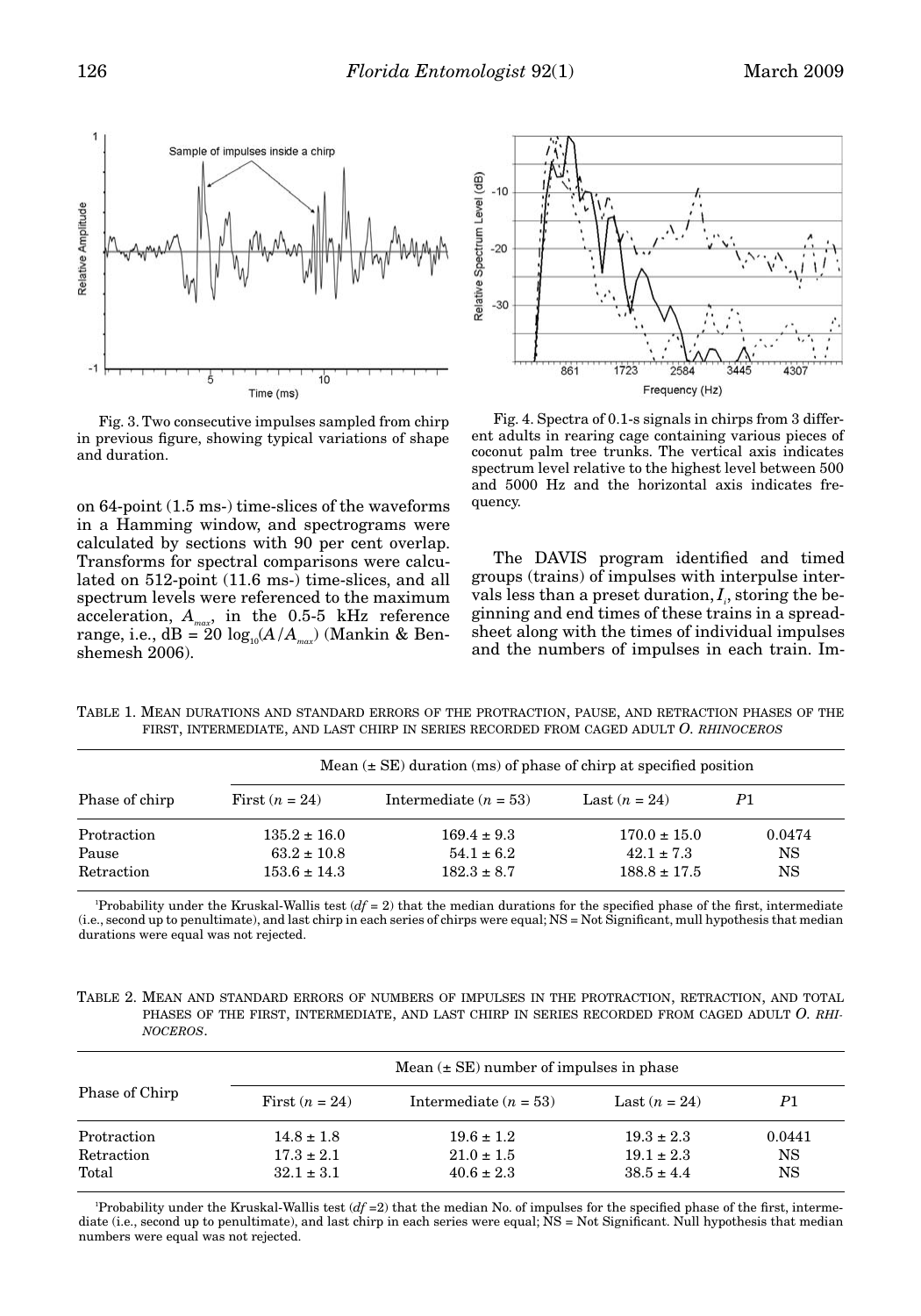Fig. 3. Two consecutive impulses sampled from chirp in previous figure, showing typical variations of shape and duration.

Fig. 4. Spectra of 0.1-s signals in chirps from 3 different adults in rearing cage containing various pieces of coconut palm tree trunks. The vertical axis indicates spectrum level relative to the highest level between 500 and 5000 Hz and the horizontal axis indicates frequency.

on 64-point (1.5 ms-) time-slices of the waveforms in a Hamming window, and spectrograms were calculated by sections with 90 per cent overlap. Transforms for spectral comparisons were calculated on 512-point (11.6 ms-) time-slices, and all spectrum levels were referenced to the maximum acceleration, $A_{max}$, in the 0.5-5 kHz reference range, i.e., dB = 20 $\log_{10}(A/A_{max})$ (Mankin & Benshemesh 2006).

The DAVIS program identified and timed groups (trains) of impulses with interpulse intervals less than a preset duration, $I_i$, storing the beginning and end times of these trains in a spreadsheet along with the times of individual impulses and the numbers of impulses in each train. Im-

TABLE 1. MEAN DURATIONS AND STANDARD ERRORS OF THE PROTRACTION, PAUSE, AND RETRACTION PHASES OF THE FIRST, INTERMEDIATE, AND LAST CHIRP IN SERIES RECORDED FROM CAGED ADULT *O. RHINOCEROS*

| Phase of chirp | Mean (± SE) duration (ms) of phase of chirp at specified position | | | |
|---|---|---|---|---|
| | First ($n$ = 24) | Intermediate ($n$ = 53) | Last ($n$ = 24) | $P$[1] |
| Protraction | 135.2 ± 16.0 | 169.4 ± 9.3 | 170.0 ± 15.0 | 0.0474 |
| Pause | 63.2 ± 10.8 | 54.1 ± 6.2 | 42.1 ± 7.3 | NS |
| Retraction | 153.6 ± 14.3 | 182.3 ± 8.7 | 188.8 ± 17.5 | NS |

[1]Probability under the Kruskal-Wallis test ($df$ = 2) that the median durations for the specified phase of the first, intermediate (i.e., second up to penultimate), and last chirp in each series of chirps were equal; NS = Not Significant, mull hypothesis that median durations were equal was not rejected.

TABLE 2. MEAN AND STANDARD ERRORS OF NUMBERS OF IMPULSES IN THE PROTRACTION, RETRACTION, AND TOTAL PHASES OF THE FIRST, INTERMEDIATE, AND LAST CHIRP IN SERIES RECORDED FROM CAGED ADULT *O. RHINOCEROS*.

| Phase of Chirp | Mean (± SE) number of impulses in phase | | | |
|---|---|---|---|---|
| | First ($n$ = 24) | Intermediate ($n$ = 53) | Last ($n$ = 24) | $P$[1] |
| Protraction | 14.8 ± 1.8 | 19.6 ± 1.2 | 19.3 ± 2.3 | 0.0441 |
| Retraction | 17.3 ± 2.1 | 21.0 ± 1.5 | 19.1 ± 2.3 | NS |
| Total | 32.1 ± 3.1 | 40.6 ± 2.3 | 38.5 ± 4.4 | NS |

[1]Probability under the Kruskal-Wallis test ($df$ =2) that the median No. of impulses for the specified phase of the first, intermediate (i.e., second up to penultimate), and last chirp in each series were equal; NS = Not Significant. Null hypothesis that median numbers were equal was not rejected.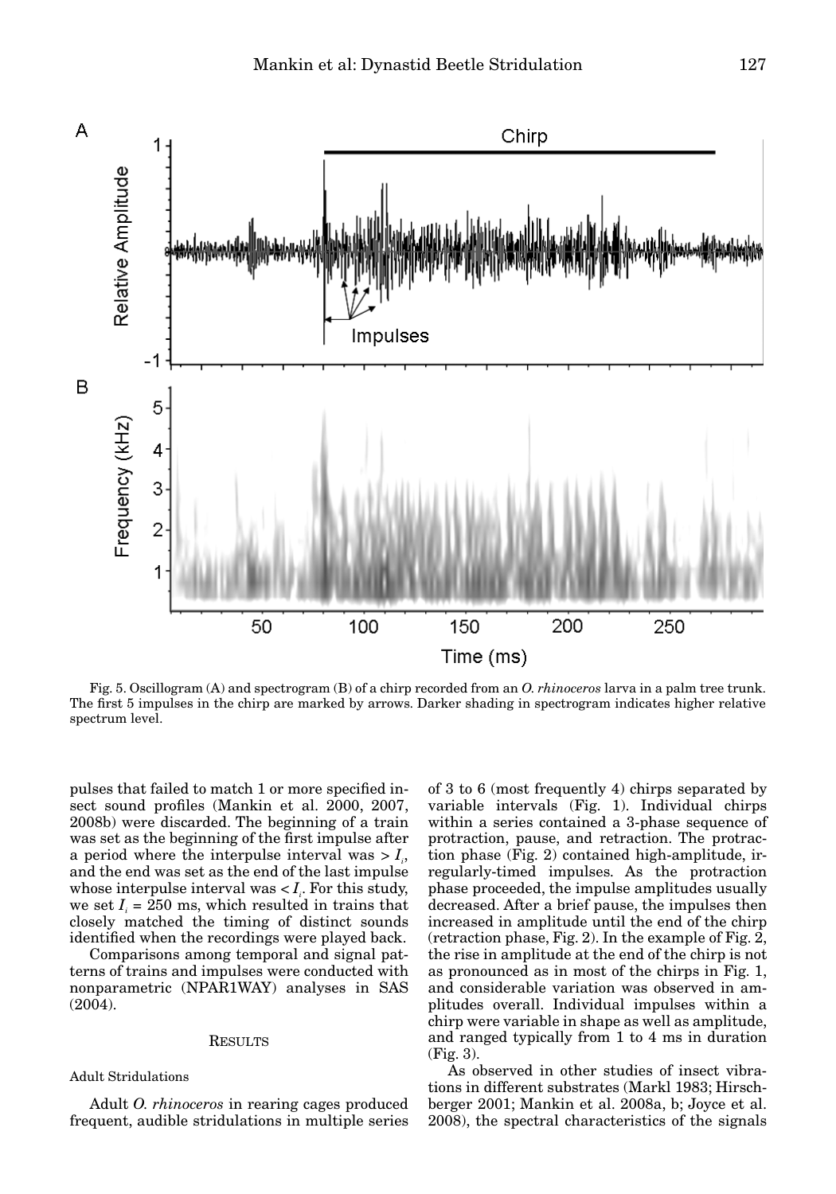Fig. 5. Oscillogram (A) and spectrogram (B) of a chirp recorded from an *O. rhinoceros* larva in a palm tree trunk. The first 5 impulses in the chirp are marked by arrows. Darker shading in spectrogram indicates higher relative spectrum level.

pulses that failed to match 1 or more specified insect sound profiles (Mankin et al. 2000, 2007, 2008b) were discarded. The beginning of a train was set as the beginning of the first impulse after a period where the interpulse interval was > $I_i$, and the end was set as the end of the last impulse whose interpulse interval was < $I_i$. For this study, we set $I_i$ = 250 ms, which resulted in trains that closely matched the timing of distinct sounds identified when the recordings were played back.

Comparisons among temporal and signal patterns of trains and impulses were conducted with nonparametric (NPAR1WAY) analyses in SAS (2004).

## RESULTS

### Adult Stridulations

Adult *O. rhinoceros* in rearing cages produced frequent, audible stridulations in multiple series of 3 to 6 (most frequently 4) chirps separated by variable intervals (Fig. 1). Individual chirps within a series contained a 3-phase sequence of protraction, pause, and retraction. The protraction phase (Fig. 2) contained high-amplitude, irregularly-timed impulses. As the protraction phase proceeded, the impulse amplitudes usually decreased. After a brief pause, the impulses then increased in amplitude until the end of the chirp (retraction phase, Fig. 2). In the example of Fig. 2, the rise in amplitude at the end of the chirp is not as pronounced as in most of the chirps in Fig. 1, and considerable variation was observed in amplitudes overall. Individual impulses within a chirp were variable in shape as well as amplitude, and ranged typically from 1 to 4 ms in duration (Fig. 3).

As observed in other studies of insect vibrations in different substrates (Markl 1983; Hirschberger 2001; Mankin et al. 2008a, b; Joyce et al. 2008), the spectral characteristics of the signals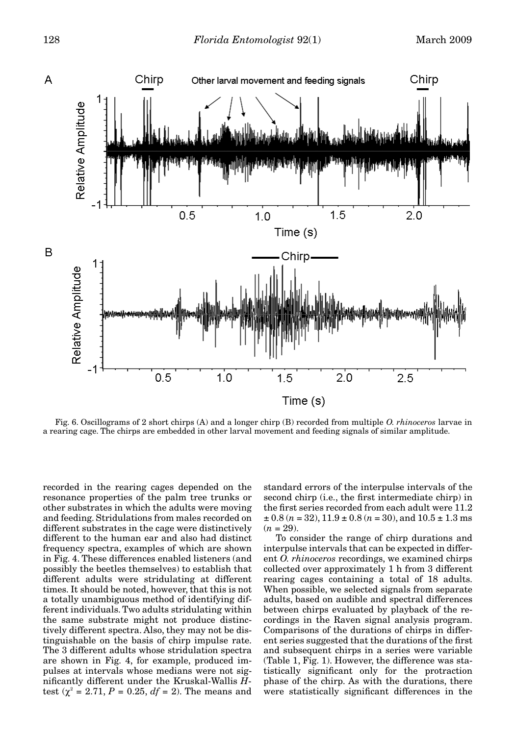Fig. 6. Oscillograms of 2 short chirps (A) and a longer chirp (B) recorded from multiple *O. rhinoceros* larvae in a rearing cage. The chirps are embedded in other larval movement and feeding signals of similar amplitude.

recorded in the rearing cages depended on the resonance properties of the palm tree trunks or other substrates in which the adults were moving and feeding. Stridulations from males recorded on different substrates in the cage were distinctively different to the human ear and also had distinct frequency spectra, examples of which are shown in Fig. 4. These differences enabled listeners (and possibly the beetles themselves) to establish that different adults were stridulating at different times. It should be noted, however, that this is not a totally unambiguous method of identifying different individuals. Two adults stridulating within the same substrate might not produce distinctively different spectra. Also, they may not be distinguishable on the basis of chirp impulse rate. The 3 different adults whose stridulation spectra are shown in Fig. 4, for example, produced impulses at intervals whose medians were not significantly different under the Kruskal-Wallis *H*-test ($\chi^2 = 2.71$, $P = 0.25$, $df = 2$). The means and standard errors of the interpulse intervals of the second chirp (i.e., the first intermediate chirp) in the first series recorded from each adult were 11.2 ± 0.8 ($n = 32$), 11.9 ± 0.8 ($n = 30$), and 10.5 ± 1.3 ms ($n = 29$).

To consider the range of chirp durations and interpulse intervals that can be expected in different *O. rhinoceros* recordings, we examined chirps collected over approximately 1 h from 3 different rearing cages containing a total of 18 adults. When possible, we selected signals from separate adults, based on audible and spectral differences between chirps evaluated by playback of the recordings in the Raven signal analysis program. Comparisons of the durations of chirps in different series suggested that the durations of the first and subsequent chirps in a series were variable (Table 1, Fig. 1). However, the difference was statistically significant only for the protraction phase of the chirp. As with the durations, there were statistically significant differences in the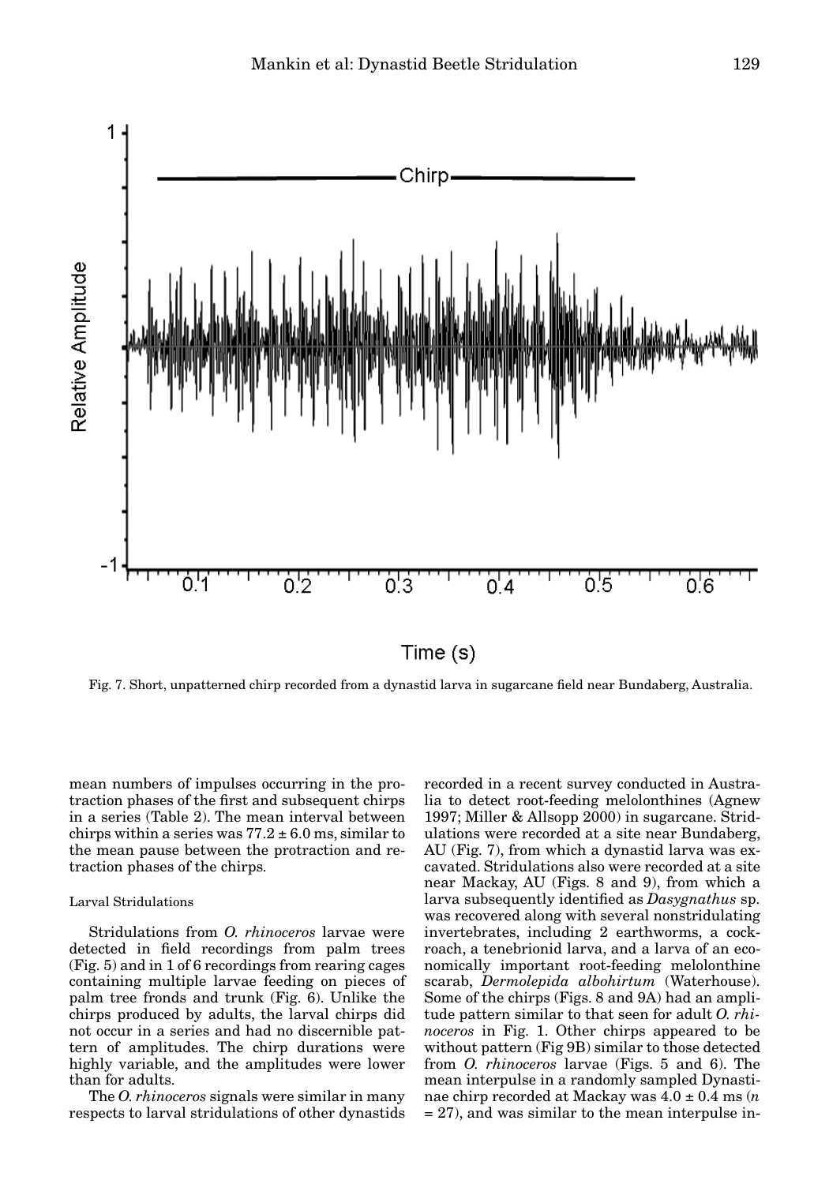Fig. 7. Short, unpatterned chirp recorded from a dynastid larva in sugarcane field near Bundaberg, Australia.

mean numbers of impulses occurring in the protraction phases of the first and subsequent chirps in a series (Table 2). The mean interval between chirps within a series was 77.2 ± 6.0 ms, similar to the mean pause between the protraction and retraction phases of the chirps.

### Larval Stridulations

Stridulations from *O. rhinoceros* larvae were detected in field recordings from palm trees (Fig. 5) and in 1 of 6 recordings from rearing cages containing multiple larvae feeding on pieces of palm tree fronds and trunk (Fig. 6). Unlike the chirps produced by adults, the larval chirps did not occur in a series and had no discernible pattern of amplitudes. The chirp durations were highly variable, and the amplitudes were lower than for adults.

The *O. rhinoceros* signals were similar in many respects to larval stridulations of other dynastids recorded in a recent survey conducted in Australia to detect root-feeding melolonthines (Agnew 1997; Miller & Allsopp 2000) in sugarcane. Stridulations were recorded at a site near Bundaberg, AU (Fig. 7), from which a dynastid larva was excavated. Stridulations also were recorded at a site near Mackay, AU (Figs. 8 and 9), from which a larva subsequently identified as *Dasygnathus* sp. was recovered along with several nonstridulating invertebrates, including 2 earthworms, a cockroach, a tenebrionid larva, and a larva of an economically important root-feeding melolonthine scarab, *Dermolepida albohirtum* (Waterhouse). Some of the chirps (Figs. 8 and 9A) had an amplitude pattern similar to that seen for adult *O. rhinoceros* in Fig. 1. Other chirps appeared to be without pattern (Fig 9B) similar to those detected from *O. rhinoceros* larvae (Figs. 5 and 6). The mean interpulse in a randomly sampled Dynastinae chirp recorded at Mackay was 4.0 ± 0.4 ms ($n$ = 27), and was similar to the mean interpulse in-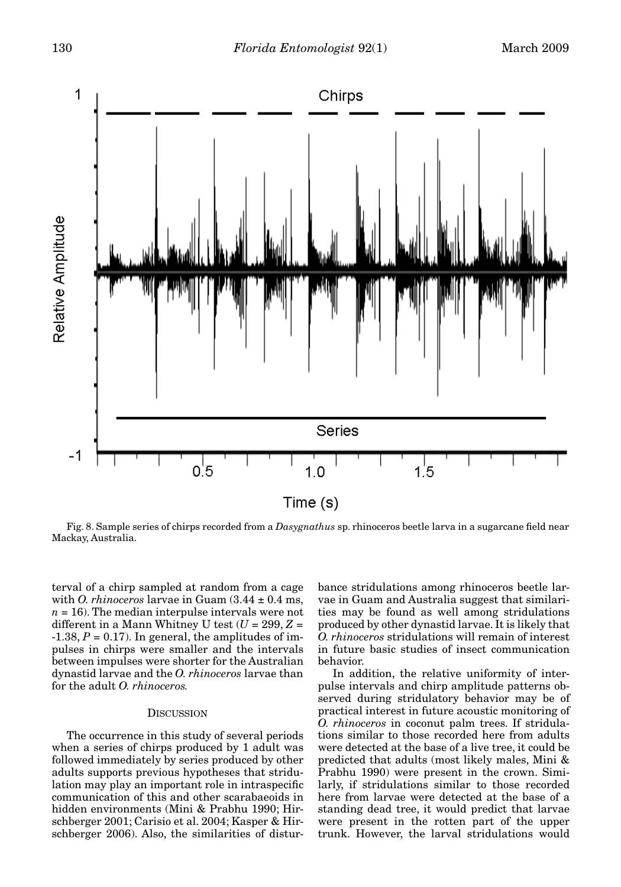Fig. 8. Sample series of chirps recorded from a *Dasygnathus* sp. rhinoceros beetle larva in a sugarcane field near Mackay, Australia.

terval of a chirp sampled at random from a cage with *O. rhinoceros* larvae in Guam (3.44 ± 0.4 ms, $n = 16$). The median interpulse intervals were not different in a Mann Whitney U test ($U = 299$, $Z = -1.38$, $P = 0.17$). In general, the amplitudes of impulses in chirps were smaller and the intervals between impulses were shorter for the Australian dynastid larvae and the *O. rhinoceros* larvae than for the adult *O. rhinoceros.*

## Discussion

The occurrence in this study of several periods when a series of chirps produced by 1 adult was followed immediately by series produced by other adults supports previous hypotheses that stridulation may play an important role in intraspecific communication of this and other scarabaeoids in hidden environments (Mini & Prabhu 1990; Hirschberger 2001; Carisio et al. 2004; Kasper & Hirschberger 2006). Also, the similarities of disturbance stridulations among rhinoceros beetle larvae in Guam and Australia suggest that similarities may be found as well among stridulations produced by other dynastid larvae. It is likely that *O. rhinoceros* stridulations will remain of interest in future basic studies of insect communication behavior.

In addition, the relative uniformity of interpulse intervals and chirp amplitude patterns observed during stridulatory behavior may be of practical interest in future acoustic monitoring of *O. rhinoceros* in coconut palm trees. If stridulations similar to those recorded here from adults were detected at the base of a live tree, it could be predicted that adults (most likely males, Mini & Prabhu 1990) were present in the crown. Similarly, if stridulations similar to those recorded here from larvae were detected at the base of a standing dead tree, it would predict that larvae were present in the rotten part of the upper trunk. However, the larval stridulations would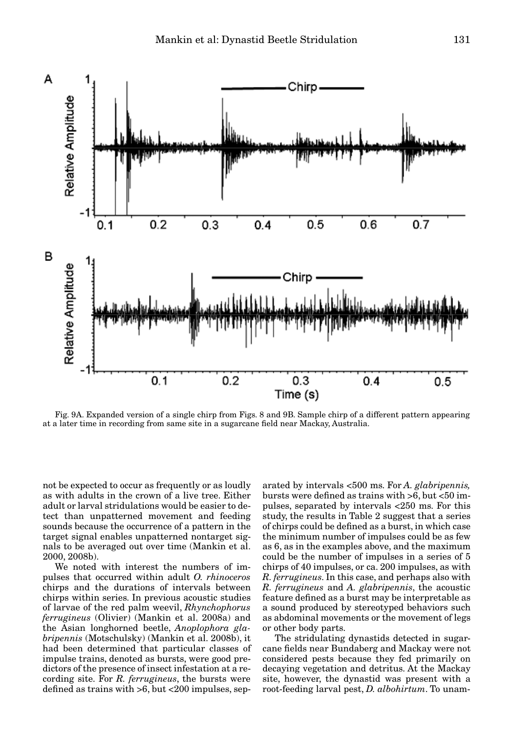Fig. 9A. Expanded version of a single chirp from Figs. 8 and 9B. Sample chirp of a different pattern appearing at a later time in recording from same site in a sugarcane field near Mackay, Australia.

not be expected to occur as frequently or as loudly as with adults in the crown of a live tree. Either adult or larval stridulations would be easier to detect than unpatterned movement and feeding sounds because the occurrence of a pattern in the target signal enables unpatterned nontarget signals to be averaged out over time (Mankin et al. 2000, 2008b).

We noted with interest the numbers of impulses that occurred within adult *O. rhinoceros* chirps and the durations of intervals between chirps within series. In previous acoustic studies of larvae of the red palm weevil, *Rhynchophorus ferrugineus* (Olivier) (Mankin et al. 2008a) and the Asian longhorned beetle, *Anoplophora glabripennis* (Motschulsky) (Mankin et al. 2008b), it had been determined that particular classes of impulse trains, denoted as bursts, were good predictors of the presence of insect infestation at a recording site. For *R. ferrugineus*, the bursts were defined as trains with >6, but <200 impulses, separated by intervals <500 ms. For *A. glabripennis,* bursts were defined as trains with >6, but <50 impulses, separated by intervals <250 ms. For this study, the results in Table 2 suggest that a series of chirps could be defined as a burst, in which case the minimum number of impulses could be as few as 6, as in the examples above, and the maximum could be the number of impulses in a series of 5 chirps of 40 impulses, or ca. 200 impulses, as with *R. ferrugineus*. In this case, and perhaps also with *R. ferrugineus* and *A. glabripennis*, the acoustic feature defined as a burst may be interpretable as a sound produced by stereotyped behaviors such as abdominal movements or the movement of legs or other body parts.

The stridulating dynastids detected in sugarcane fields near Bundaberg and Mackay were not considered pests because they fed primarily on decaying vegetation and detritus. At the Mackay site, however, the dynastid was present with a root-feeding larval pest, *D. albohirtum*. To unam-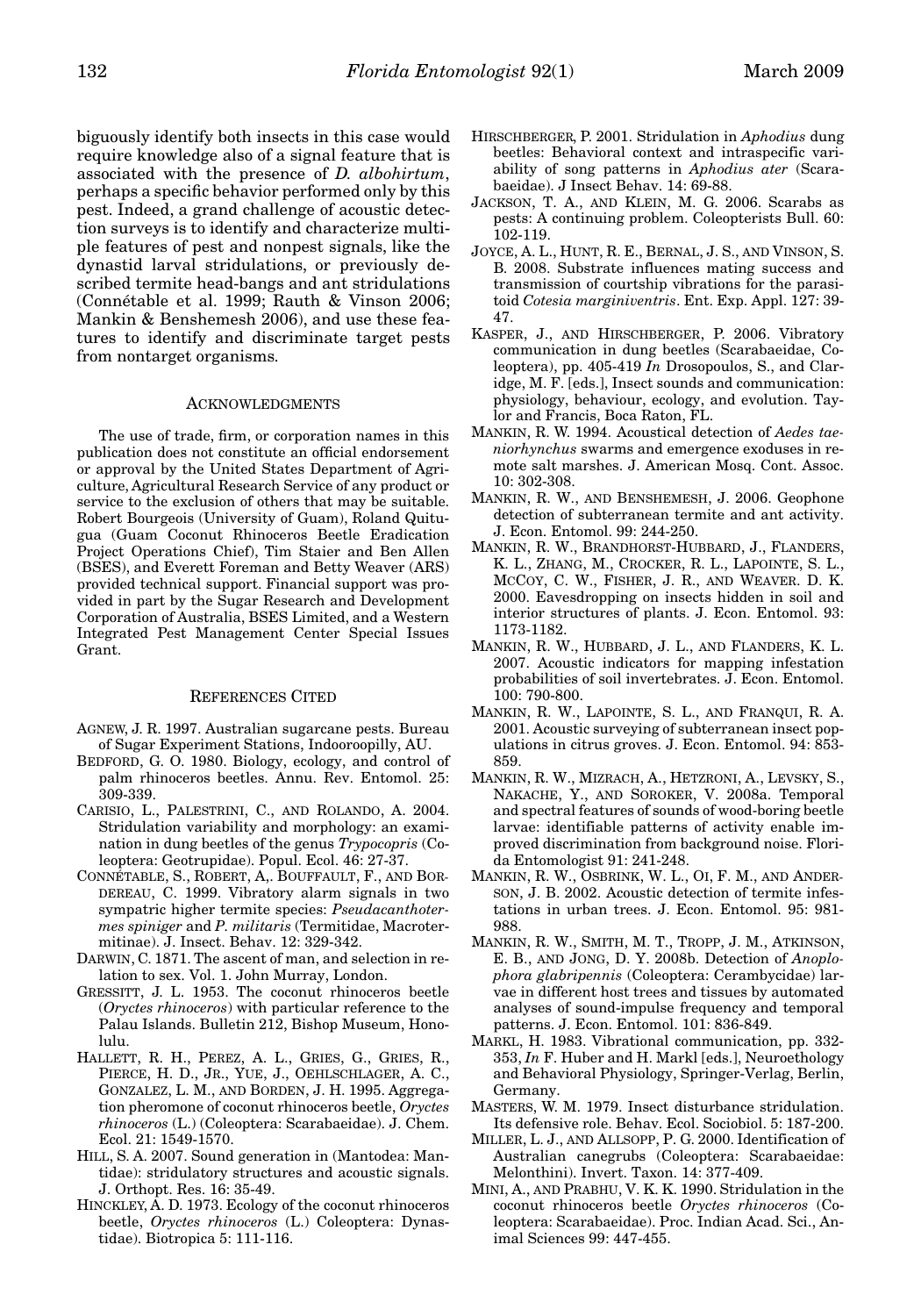biguously identify both insects in this case would require knowledge also of a signal feature that is associated with the presence of *D. albohirtum*, perhaps a specific behavior performed only by this pest. Indeed, a grand challenge of acoustic detection surveys is to identify and characterize multiple features of pest and nonpest signals, like the dynastid larval stridulations, or previously described termite head-bangs and ant stridulations (Connétable et al. 1999; Rauth & Vinson 2006; Mankin & Benshemesh 2006), and use these features to identify and discriminate target pests from nontarget organisms.

## ACKNOWLEDGMENTS

The use of trade, firm, or corporation names in this publication does not constitute an official endorsement or approval by the United States Department of Agriculture, Agricultural Research Service of any product or service to the exclusion of others that may be suitable. Robert Bourgeois (University of Guam), Roland Quitugua (Guam Coconut Rhinoceros Beetle Eradication Project Operations Chief), Tim Staier and Ben Allen (BSES), and Everett Foreman and Betty Weaver (ARS) provided technical support. Financial support was provided in part by the Sugar Research and Development Corporation of Australia, BSES Limited, and a Western Integrated Pest Management Center Special Issues Grant.

## REFERENCES CITED

AGNEW, J. R. 1997. Australian sugarcane pests. Bureau of Sugar Experiment Stations, Indooroopilly, AU.

BEDFORD, G. O. 1980. Biology, ecology, and control of palm rhinoceros beetles. Annu. Rev. Entomol. 25: 309-339.

CARISIO, L., PALESTRINI, C., AND ROLANDO, A. 2004. Stridulation variability and morphology: an examination in dung beetles of the genus *Trypocopris* (Coleoptera: Geotrupidae). Popul. Ecol. 46: 27-37.

CONNÉTABLE, S., ROBERT, A,. BOUFFAULT, F., AND BORDEREAU, C. 1999. Vibratory alarm signals in two sympatric higher termite species: *Pseudacanthotermes spiniger* and *P. militaris* (Termitidae, Macrotermitinae). J. Insect. Behav. 12: 329-342.

DARWIN, C. 1871. The ascent of man, and selection in relation to sex. Vol. 1. John Murray, London.

GRESSITT, J. L. 1953. The coconut rhinoceros beetle (*Oryctes rhinoceros*) with particular reference to the Palau Islands. Bulletin 212, Bishop Museum, Honolulu.

HALLETT, R. H., PEREZ, A. L., GRIES, G., GRIES, R., PIERCE, H. D., JR., YUE, J., OEHLSCHLAGER, A. C., GONZALEZ, L. M., AND BORDEN, J. H. 1995. Aggregation pheromone of coconut rhinoceros beetle, *Oryctes rhinoceros* (L.) (Coleoptera: Scarabaeidae). J. Chem. Ecol. 21: 1549-1570.

HILL, S. A. 2007. Sound generation in (Mantodea: Mantidae): stridulatory structures and acoustic signals. J. Orthopt. Res. 16: 35-49.

HINCKLEY, A. D. 1973. Ecology of the coconut rhinoceros beetle, *Oryctes rhinoceros* (L.) Coleoptera: Dynastidae). Biotropica 5: 111-116.

HIRSCHBERGER, P. 2001. Stridulation in *Aphodius* dung beetles: Behavioral context and intraspecific variability of song patterns in *Aphodius ater* (Scarabaeidae). J Insect Behav. 14: 69-88.

JACKSON, T. A., AND KLEIN, M. G. 2006. Scarabs as pests: A continuing problem. Coleopterists Bull. 60: 102-119.

JOYCE, A. L., HUNT, R. E., BERNAL, J. S., AND VINSON, S. B. 2008. Substrate influences mating success and transmission of courtship vibrations for the parasitoid *Cotesia marginiventris*. Ent. Exp. Appl. 127: 39-47.

KASPER, J., AND HIRSCHBERGER, P. 2006. Vibratory communication in dung beetles (Scarabaeidae, Coleoptera), pp. 405-419 *In* Drosopoulos, S., and Claridge, M. F. [eds.], Insect sounds and communication: physiology, behaviour, ecology, and evolution. Taylor and Francis, Boca Raton, FL.

MANKIN, R. W. 1994. Acoustical detection of *Aedes taeniorhynchus* swarms and emergence exoduses in remote salt marshes. J. American Mosq. Cont. Assoc. 10: 302-308.

MANKIN, R. W., AND BENSHEMESH, J. 2006. Geophone detection of subterranean termite and ant activity. J. Econ. Entomol. 99: 244-250.

MANKIN, R. W., BRANDHORST-HUBBARD, J., FLANDERS, K. L., ZHANG, M., CROCKER, R. L., LAPOINTE, S. L., MCCOY, C. W., FISHER, J. R., AND WEAVER. D. K. 2000. Eavesdropping on insects hidden in soil and interior structures of plants. J. Econ. Entomol. 93: 1173-1182.

MANKIN, R. W., HUBBARD, J. L., AND FLANDERS, K. L. 2007. Acoustic indicators for mapping infestation probabilities of soil invertebrates. J. Econ. Entomol. 100: 790-800.

MANKIN, R. W., LAPOINTE, S. L., AND FRANQUI, R. A. 2001. Acoustic surveying of subterranean insect populations in citrus groves. J. Econ. Entomol. 94: 853-859.

MANKIN, R. W., MIZRACH, A., HETZRONI, A., LEVSKY, S., NAKACHE, Y., AND SOROKER, V. 2008a. Temporal and spectral features of sounds of wood-boring beetle larvae: identifiable patterns of activity enable improved discrimination from background noise. Florida Entomologist 91: 241-248.

MANKIN, R. W., OSBRINK, W. L., OI, F. M., AND ANDERSON, J. B. 2002. Acoustic detection of termite infestations in urban trees. J. Econ. Entomol. 95: 981-988.

MANKIN, R. W., SMITH, M. T., TROPP, J. M., ATKINSON, E. B., AND JONG, D. Y. 2008b. Detection of *Anoplophora glabripennis* (Coleoptera: Cerambycidae) larvae in different host trees and tissues by automated analyses of sound-impulse frequency and temporal patterns. J. Econ. Entomol. 101: 836-849.

MARKL, H. 1983. Vibrational communication, pp. 332-353, *In* F. Huber and H. Markl [eds.], Neuroethology and Behavioral Physiology, Springer-Verlag, Berlin, Germany.

MASTERS, W. M. 1979. Insect disturbance stridulation. Its defensive role. Behav. Ecol. Sociobiol. 5: 187-200.

MILLER, L. J., AND ALLSOPP, P. G. 2000. Identification of Australian canegrubs (Coleoptera: Scarabaeidae: Melonthini). Invert. Taxon. 14: 377-409.

MINI, A., AND PRABHU, V. K. K. 1990. Stridulation in the coconut rhinoceros beetle *Oryctes rhinoceros* (Coleoptera: Scarabaeidae). Proc. Indian Acad. Sci., Animal Sciences 99: 447-455.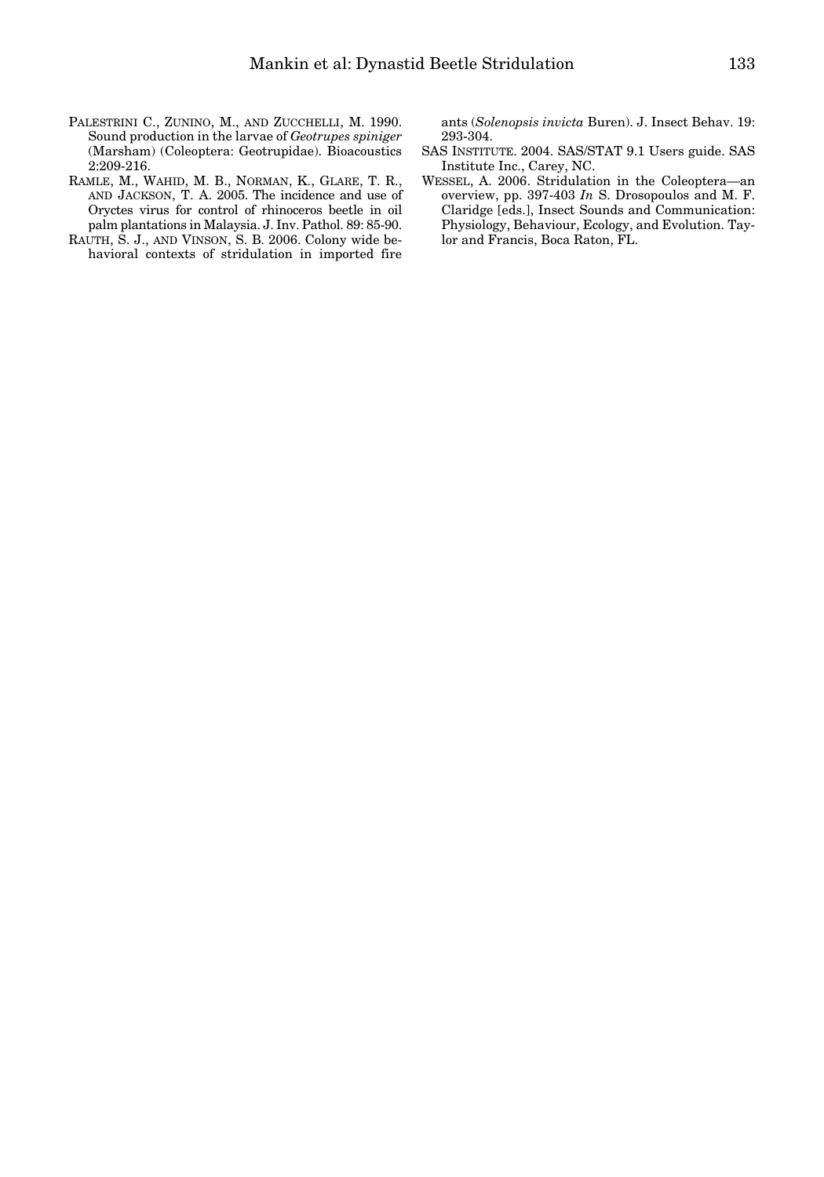PALESTRINI C., ZUNINO, M., AND ZUCCHELLI, M. 1990. Sound production in the larvae of *Geotrupes spiniger* (Marsham) (Coleoptera: Geotrupidae). Bioacoustics 2:209-216.

RAMLE, M., WAHID, M. B., NORMAN, K., GLARE, T. R., AND JACKSON, T. A. 2005. The incidence and use of Oryctes virus for control of rhinoceros beetle in oil palm plantations in Malaysia. J. Inv. Pathol. 89: 85-90.

RAUTH, S. J., AND VINSON, S. B. 2006. Colony wide behavioral contexts of stridulation in imported fire ants (*Solenopsis invicta* Buren). J. Insect Behav. 19: 293-304.

SAS INSTITUTE. 2004. SAS/STAT 9.1 Users guide. SAS Institute Inc., Carey, NC.

WESSEL, A. 2006. Stridulation in the Coleoptera—an overview, pp. 397-403 *In* S. Drosopoulos and M. F. Claridge [eds.], Insect Sounds and Communication: Physiology, Behaviour, Ecology, and Evolution. Taylor and Francis, Boca Raton, FL.